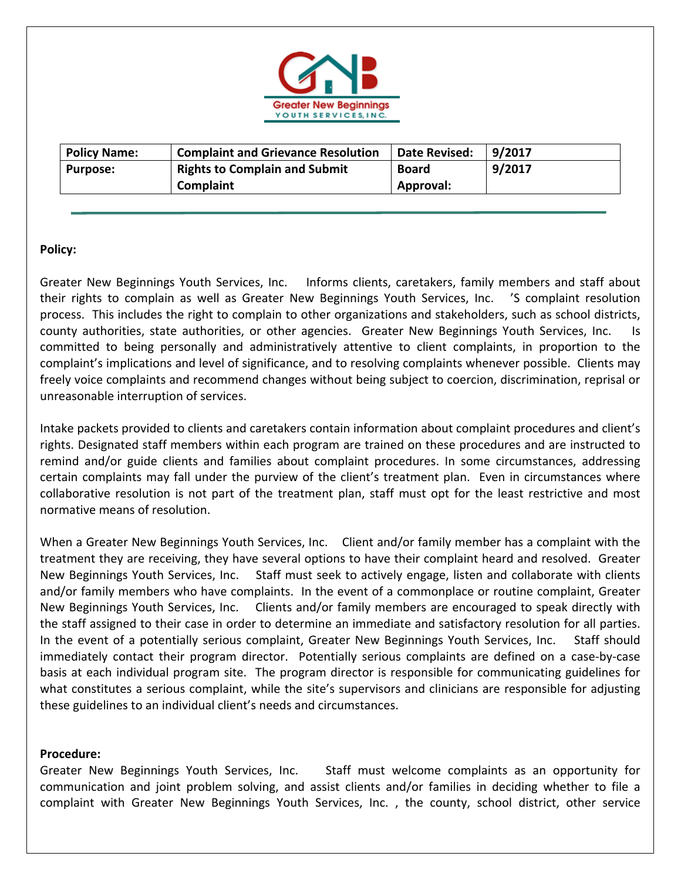| Policy Name: | Complaint and Grievance Resolution | Date Revised: | 9/2017 |
|---|---|---|---|
| Purpose: | Rights to Complain and Submit Complaint | Board Approval: | 9/2017 |

**Policy:**

Greater New Beginnings Youth Services, Inc. Informs clients, caretakers, family members and staff about their rights to complain as well as Greater New Beginnings Youth Services, Inc. 'S complaint resolution process. This includes the right to complain to other organizations and stakeholders, such as school districts, county authorities, state authorities, or other agencies. Greater New Beginnings Youth Services, Inc. Is committed to being personally and administratively attentive to client complaints, in proportion to the complaint's implications and level of significance, and to resolving complaints whenever possible. Clients may freely voice complaints and recommend changes without being subject to coercion, discrimination, reprisal or unreasonable interruption of services.

Intake packets provided to clients and caretakers contain information about complaint procedures and client's rights. Designated staff members within each program are trained on these procedures and are instructed to remind and/or guide clients and families about complaint procedures. In some circumstances, addressing certain complaints may fall under the purview of the client's treatment plan. Even in circumstances where collaborative resolution is not part of the treatment plan, staff must opt for the least restrictive and most normative means of resolution.

When a Greater New Beginnings Youth Services, Inc. Client and/or family member has a complaint with the treatment they are receiving, they have several options to have their complaint heard and resolved. Greater New Beginnings Youth Services, Inc. Staff must seek to actively engage, listen and collaborate with clients and/or family members who have complaints. In the event of a commonplace or routine complaint, Greater New Beginnings Youth Services, Inc. Clients and/or family members are encouraged to speak directly with the staff assigned to their case in order to determine an immediate and satisfactory resolution for all parties. In the event of a potentially serious complaint, Greater New Beginnings Youth Services, Inc. Staff should immediately contact their program director. Potentially serious complaints are defined on a case-by-case basis at each individual program site. The program director is responsible for communicating guidelines for what constitutes a serious complaint, while the site's supervisors and clinicians are responsible for adjusting these guidelines to an individual client's needs and circumstances.

**Procedure:**

Greater New Beginnings Youth Services, Inc. Staff must welcome complaints as an opportunity for communication and joint problem solving, and assist clients and/or families in deciding whether to file a complaint with Greater New Beginnings Youth Services, Inc. , the county, school district, other service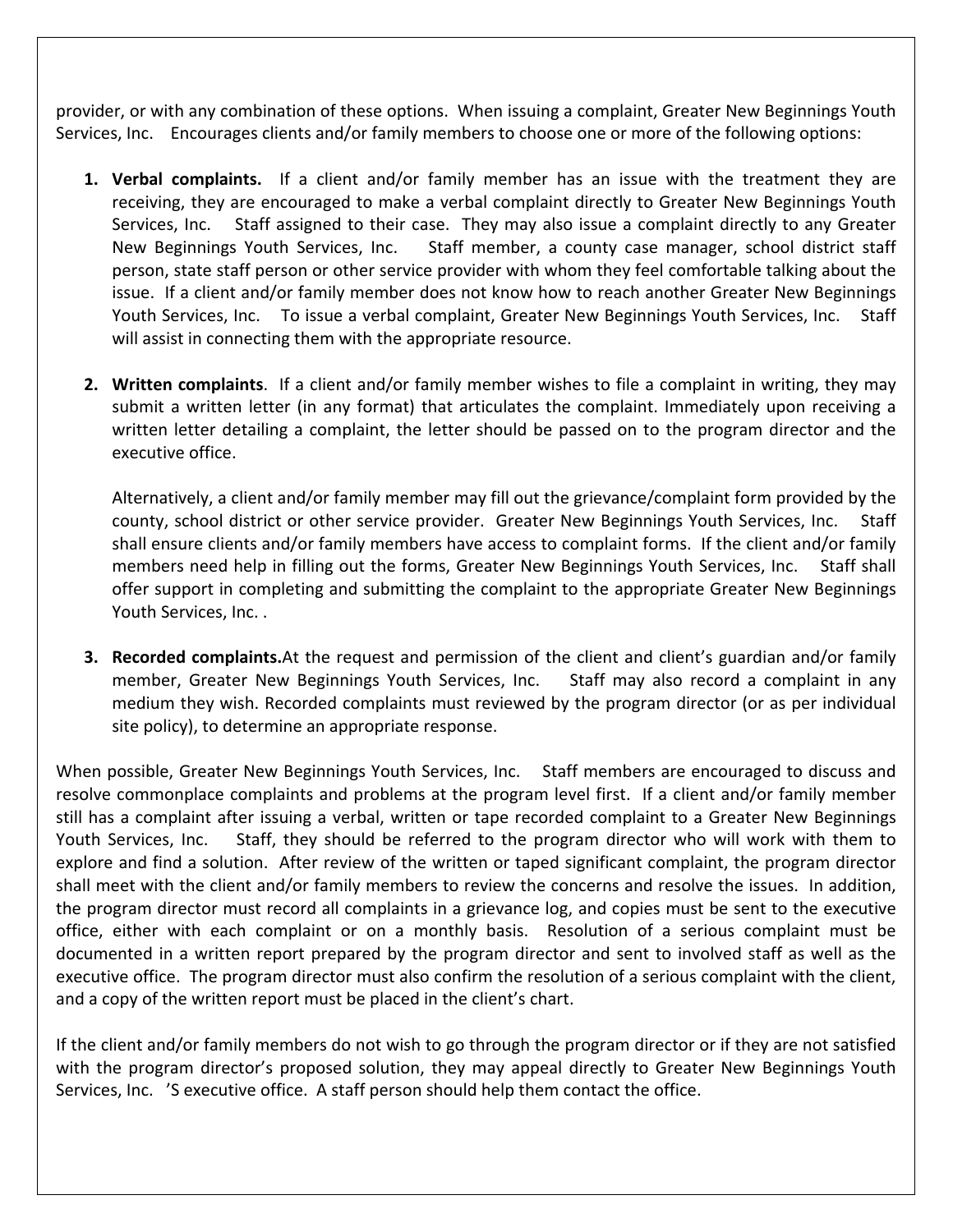provider, or with any combination of these options. When issuing a complaint, Greater New Beginnings Youth Services, Inc. Encourages clients and/or family members to choose one or more of the following options:

1. **Verbal complaints.** If a client and/or family member has an issue with the treatment they are receiving, they are encouraged to make a verbal complaint directly to Greater New Beginnings Youth Services, Inc. Staff assigned to their case. They may also issue a complaint directly to any Greater New Beginnings Youth Services, Inc. Staff member, a county case manager, school district staff person, state staff person or other service provider with whom they feel comfortable talking about the issue. If a client and/or family member does not know how to reach another Greater New Beginnings Youth Services, Inc. To issue a verbal complaint, Greater New Beginnings Youth Services, Inc. Staff will assist in connecting them with the appropriate resource.

2. **Written complaints**. If a client and/or family member wishes to file a complaint in writing, they may submit a written letter (in any format) that articulates the complaint. Immediately upon receiving a written letter detailing a complaint, the letter should be passed on to the program director and the executive office.

   Alternatively, a client and/or family member may fill out the grievance/complaint form provided by the county, school district or other service provider. Greater New Beginnings Youth Services, Inc. Staff shall ensure clients and/or family members have access to complaint forms. If the client and/or family members need help in filling out the forms, Greater New Beginnings Youth Services, Inc. Staff shall offer support in completing and submitting the complaint to the appropriate Greater New Beginnings Youth Services, Inc. .

3. **Recorded complaints.**At the request and permission of the client and client's guardian and/or family member, Greater New Beginnings Youth Services, Inc. Staff may also record a complaint in any medium they wish. Recorded complaints must reviewed by the program director (or as per individual site policy), to determine an appropriate response.

When possible, Greater New Beginnings Youth Services, Inc. Staff members are encouraged to discuss and resolve commonplace complaints and problems at the program level first. If a client and/or family member still has a complaint after issuing a verbal, written or tape recorded complaint to a Greater New Beginnings Youth Services, Inc. Staff, they should be referred to the program director who will work with them to explore and find a solution. After review of the written or taped significant complaint, the program director shall meet with the client and/or family members to review the concerns and resolve the issues. In addition, the program director must record all complaints in a grievance log, and copies must be sent to the executive office, either with each complaint or on a monthly basis. Resolution of a serious complaint must be documented in a written report prepared by the program director and sent to involved staff as well as the executive office. The program director must also confirm the resolution of a serious complaint with the client, and a copy of the written report must be placed in the client's chart.

If the client and/or family members do not wish to go through the program director or if they are not satisfied with the program director's proposed solution, they may appeal directly to Greater New Beginnings Youth Services, Inc. 'S executive office. A staff person should help them contact the office.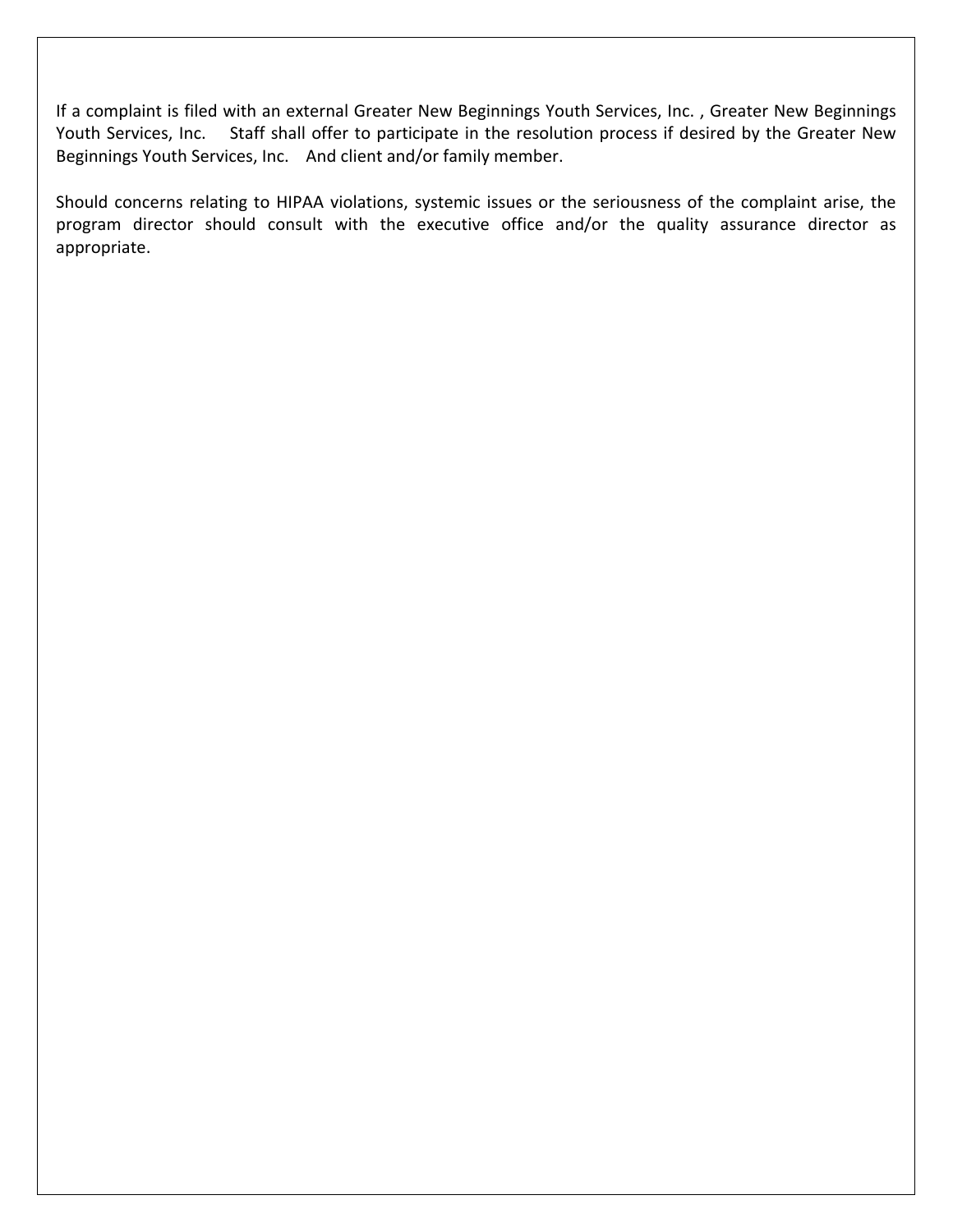If a complaint is filed with an external Greater New Beginnings Youth Services, Inc. , Greater New Beginnings Youth Services, Inc. Staff shall offer to participate in the resolution process if desired by the Greater New Beginnings Youth Services, Inc. And client and/or family member.

Should concerns relating to HIPAA violations, systemic issues or the seriousness of the complaint arise, the program director should consult with the executive office and/or the quality assurance director as appropriate.